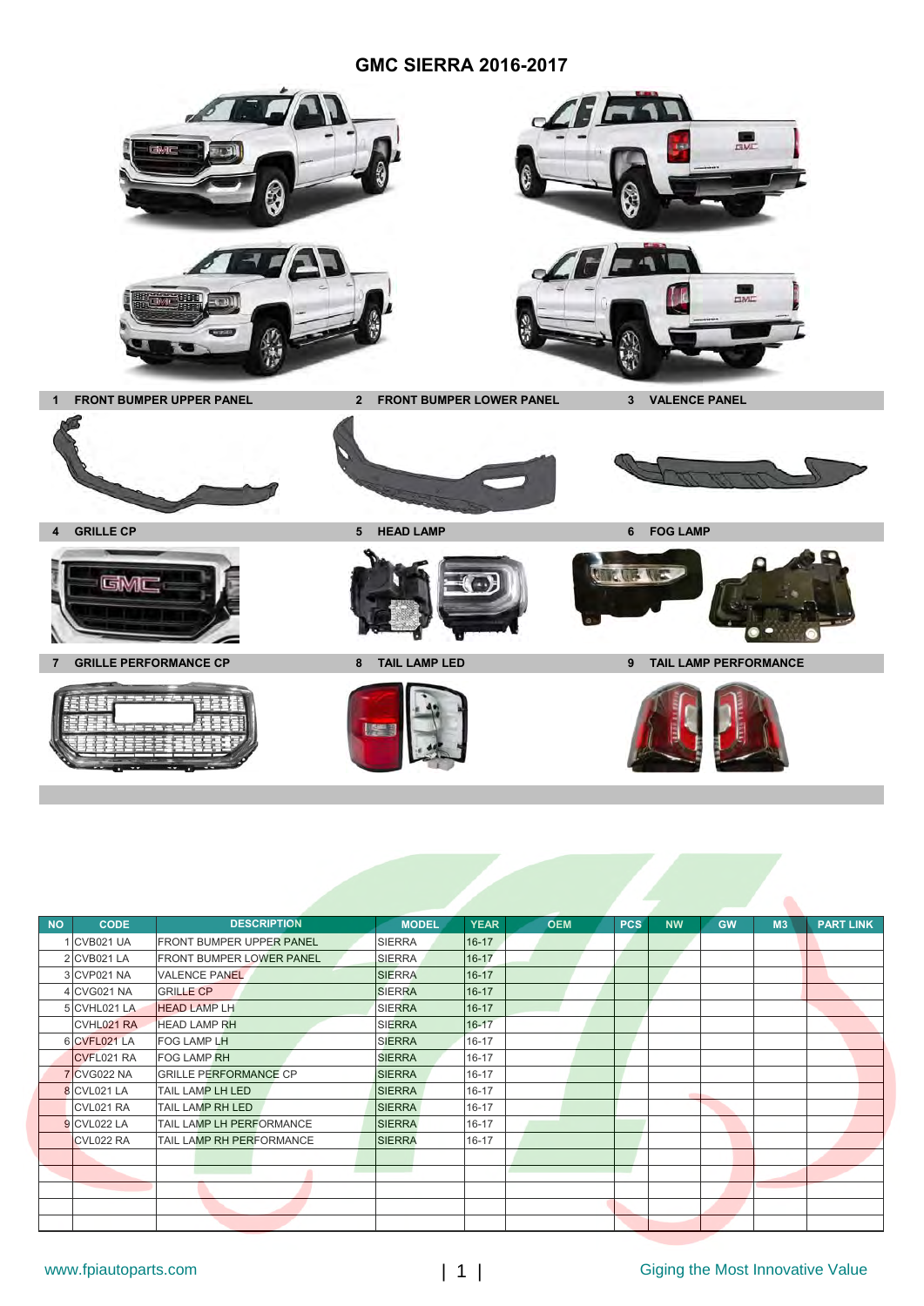# GMC SIERRA 2016-2017

1 FRONT BUMPER UPPER PANEL
2 FRONT BUMPER LOWER PANEL
3 VALENCE PANEL
4 GRILLE CP
5 HEAD LAMP
6 FOG LAMP
7 GRILLE PERFORMANCE CP
8 TAIL LAMP LED
9 TAIL LAMP PERFORMANCE

| NO | CODE | DESCRIPTION | MODEL | YEAR | OEM | PCS | NW | GW | M3 | PART LINK |
|---|---|---|---|---|---|---|---|---|---|---|
| 1 | CVB021 UA | FRONT BUMPER UPPER PANEL | SIERRA | 16-17 | | | | | | |
| 2 | CVB021 LA | FRONT BUMPER LOWER PANEL | SIERRA | 16-17 | | | | | | |
| 3 | CVP021 NA | VALENCE PANEL | SIERRA | 16-17 | | | | | | |
| 4 | CVG021 NA | GRILLE CP | SIERRA | 16-17 | | | | | | |
| 5 | CVHL021 LA | HEAD LAMP LH | SIERRA | 16-17 | | | | | | |
| | CVHL021 RA | HEAD LAMP RH | SIERRA | 16-17 | | | | | | |
| 6 | CVFL021 LA | FOG LAMP LH | SIERRA | 16-17 | | | | | | |
| | CVFL021 RA | FOG LAMP RH | SIERRA | 16-17 | | | | | | |
| 7 | CVG022 NA | GRILLE PERFORMANCE CP | SIERRA | 16-17 | | | | | | |
| 8 | CVL021 LA | TAIL LAMP LH LED | SIERRA | 16-17 | | | | | | |
| | CVL021 RA | TAIL LAMP RH LED | SIERRA | 16-17 | | | | | | |
| 9 | CVL022 LA | TAIL LAMP LH PERFORMANCE | SIERRA | 16-17 | | | | | | |
| | CVL022 RA | TAIL LAMP RH PERFORMANCE | SIERRA | 16-17 | | | | | | |
| | | | | | | | | | | |
| | | | | | | | | | | |
| | | | | | | | | | | |
| | | | | | | | | | | |
| | | | | | | | | | | |

www.fpiautoparts.com | Giging the Most Innovative Value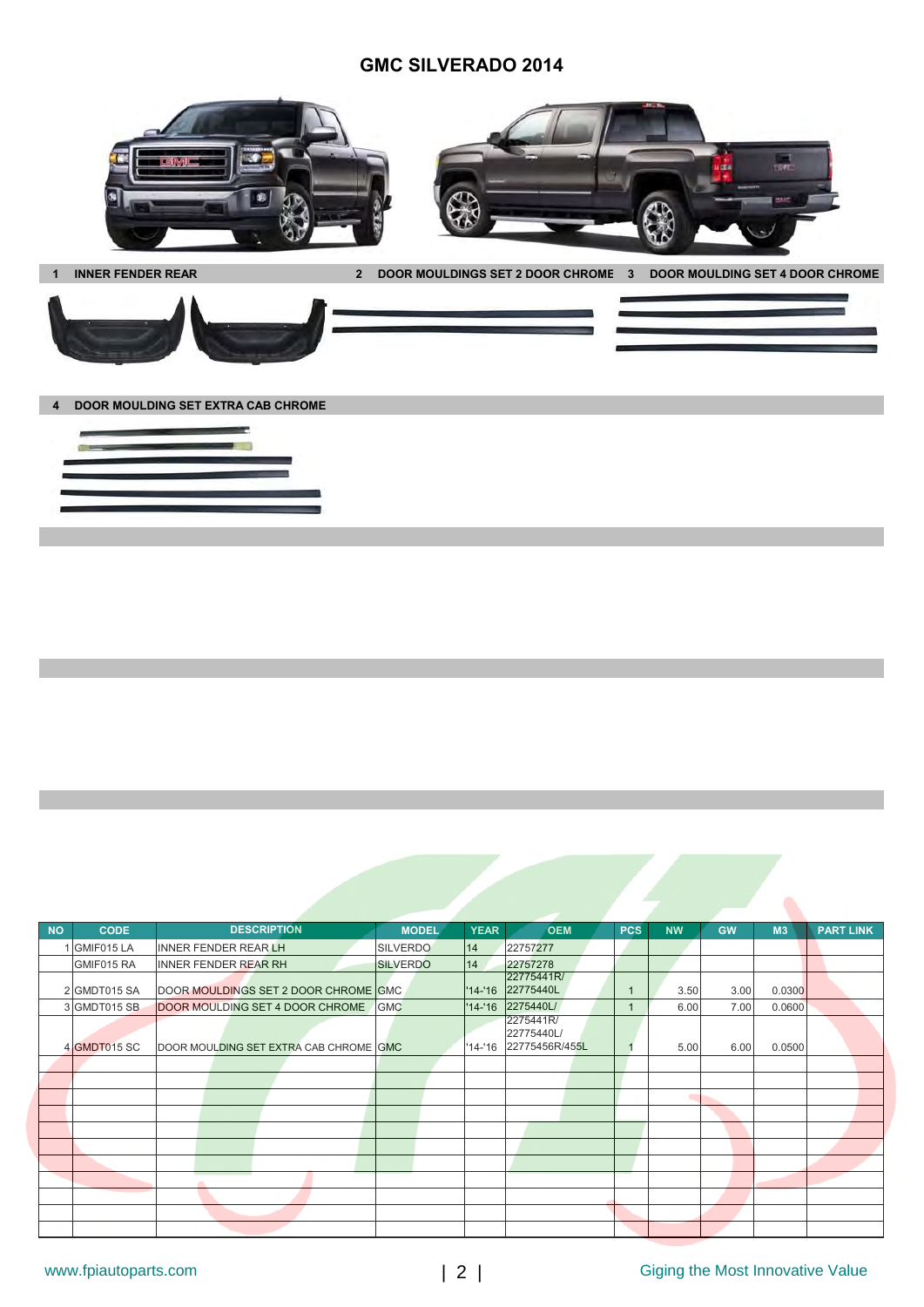# GMC SILVERADO 2014

1 INNER FENDER REAR

2 DOOR MOULDINGS SET 2 DOOR CHROME

3 DOOR MOULDING SET 4 DOOR CHROME

4 DOOR MOULDING SET EXTRA CAB CHROME

| NO | CODE | DESCRIPTION | MODEL | YEAR | OEM | PCS | NW | GW | M3 | PART LINK |
|---|---|---|---|---|---|---|---|---|---|---|
| 1 | GMIF015 LA | INNER FENDER REAR LH | SILVERDO | 14 | 22757277 | | | | | |
| | GMIF015 RA | INNER FENDER REAR RH | SILVERDO | 14 | 22757278 | | | | | |
| 2 | GMDT015 SA | DOOR MOULDINGS SET 2 DOOR CHROME | GMC | '14-'16 | 22775441R/ 22775440L | 1 | 3.50 | 3.00 | 0.0300 | |
| 3 | GMDT015 SB | DOOR MOULDING SET 4 DOOR CHROME | GMC | '14-'16 | 2275440L/ | 1 | 6.00 | 7.00 | 0.0600 | |
| 4 | GMDT015 SC | DOOR MOULDING SET EXTRA CAB CHROME | GMC | '14-'16 | 2275441R/ 22775440L/ 22775456R/455L | 1 | 5.00 | 6.00 | 0.0500 | |

www.fpiautoparts.com

Giging the Most Innovative Value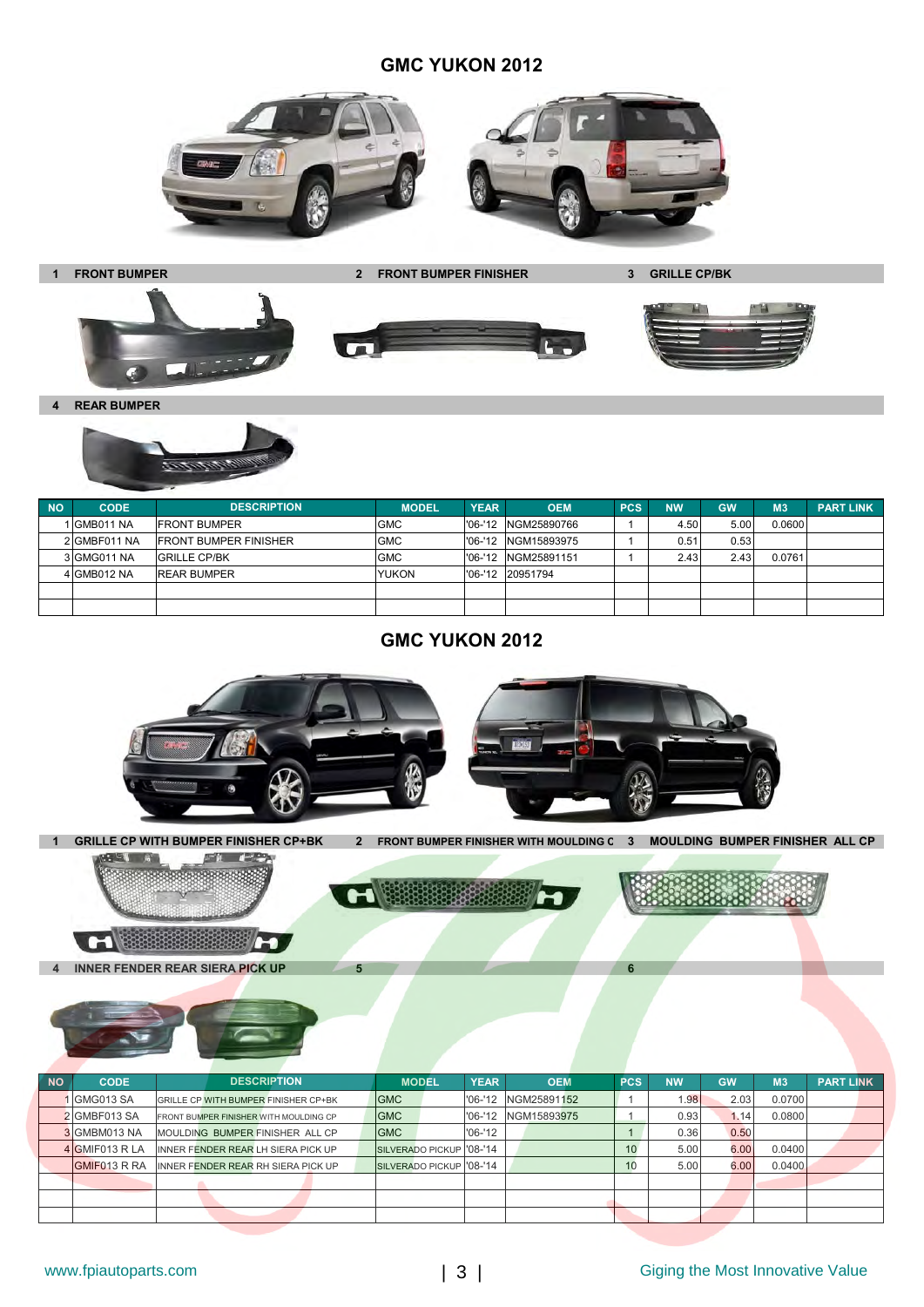## GMC YUKON 2012

1 FRONT BUMPER  2 FRONT BUMPER FINISHER  3 GRILLE CP/BK

4 REAR BUMPER

| NO | CODE | DESCRIPTION | MODEL | YEAR | OEM | PCS | NW | GW | M3 | PART LINK |
|---|---|---|---|---|---|---|---|---|---|---|
| 1 | GMB011 NA | FRONT BUMPER | GMC | '06-'12 | NGM25890766 | 1 | 4.50 | 5.00 | 0.0600 | |
| 2 | GMBF011 NA | FRONT BUMPER FINISHER | GMC | '06-'12 | NGM15893975 | 1 | 0.51 | 0.53 | | |
| 3 | GMG011 NA | GRILLE CP/BK | GMC | '06-'12 | NGM25891151 | 1 | 2.43 | 2.43 | 0.0761 | |
| 4 | GMB012 NA | REAR BUMPER | YUKON | '06-'12 | 20951794 | | | | | |
| | | | | | | | | | | |
| | | | | | | | | | | |

## GMC YUKON 2012

1 GRILLE CP WITH BUMPER FINISHER CP+BK  2 FRONT BUMPER FINISHER WITH MOULDING C  3 MOULDING BUMPER FINISHER ALL CP

4 INNER FENDER REAR SIERA PICK UP  5  6

| NO | CODE | DESCRIPTION | MODEL | YEAR | OEM | PCS | NW | GW | M3 | PART LINK |
|---|---|---|---|---|---|---|---|---|---|---|
| 1 | GMG013 SA | GRILLE CP WITH BUMPER FINISHER CP+BK | GMC | '06-'12 | NGM25891152 | 1 | 1.98 | 2.03 | 0.0700 | |
| 2 | GMBF013 SA | FRONT BUMPER FINISHER WITH MOULDING CP | GMC | '06-'12 | NGM15893975 | 1 | 0.93 | 1.14 | 0.0800 | |
| 3 | GMBM013 NA | MOULDING BUMPER FINISHER ALL CP | GMC | '06-'12 | | 1 | 0.36 | 0.50 | | |
| 4 | GMIF013 R LA | INNER FENDER REAR LH SIERA PICK UP | SILVERADO PICKUP | '08-'14 | | 10 | 5.00 | 6.00 | 0.0400 | |
| | GMIF013 R RA | INNER FENDER REAR RH SIERA PICK UP | SILVERADO PICKUP | '08-'14 | | 10 | 5.00 | 6.00 | 0.0400 | |
| | | | | | | | | | | |
| | | | | | | | | | | |
| | | | | | | | | | | |

www.fpiautoparts.com

Giging the Most Innovative Value